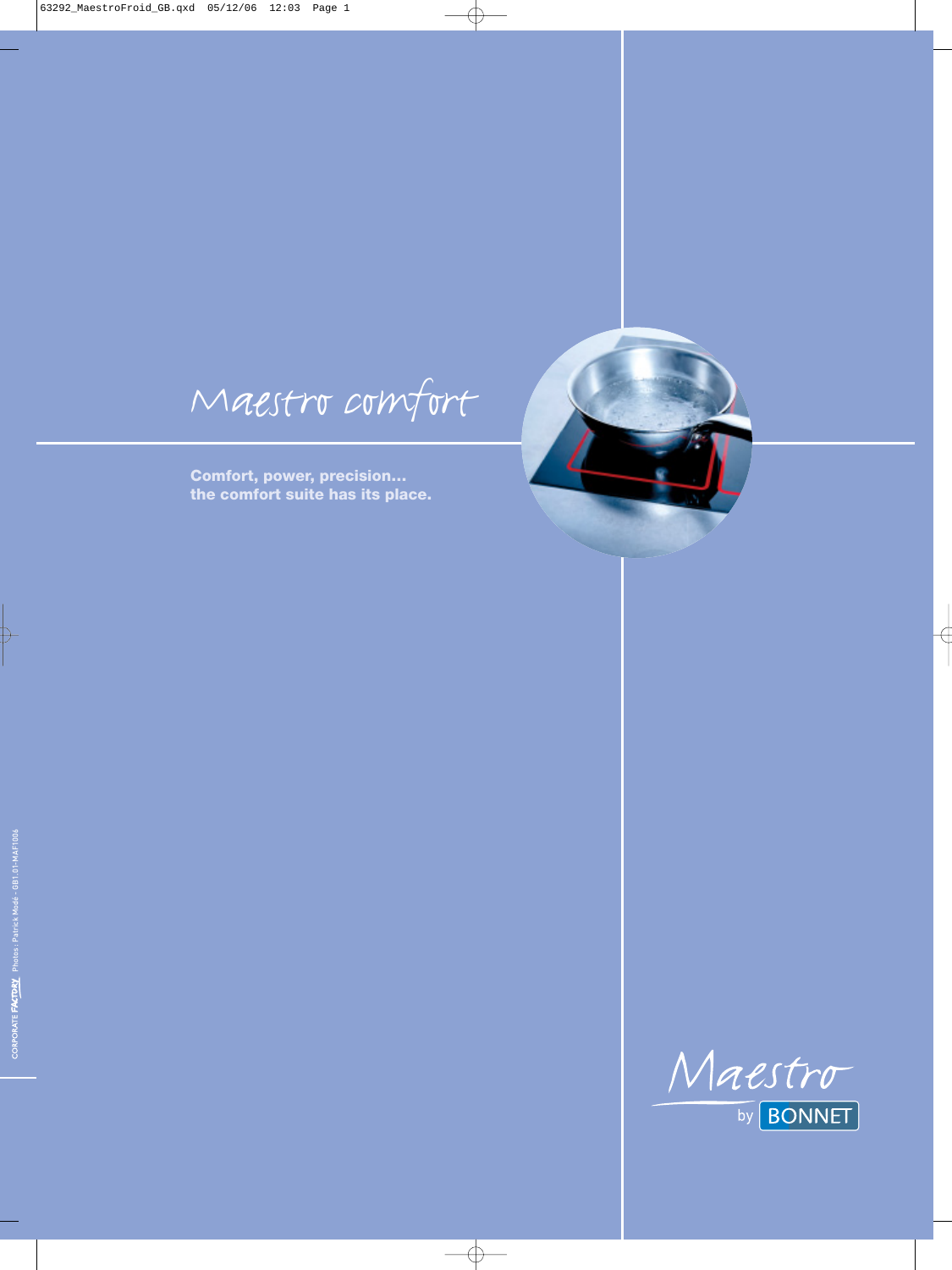# Maestro comfort

**Comfort, power, precision...
the comfort suite has its place.**

Maestro
by BONNET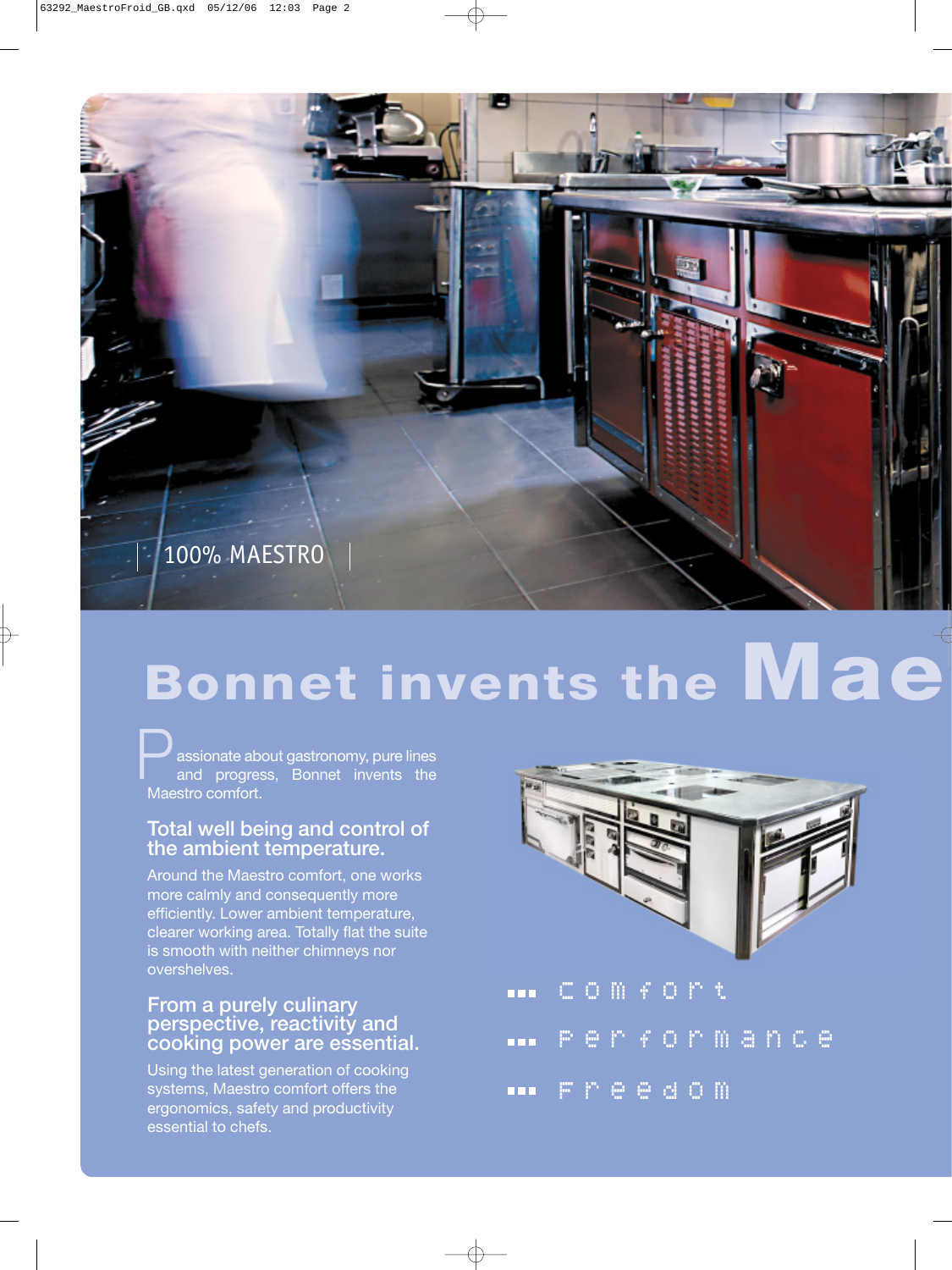100% MAESTRO

# Bonnet invents the Mae

Passionate about gastronomy, pure lines and progress, Bonnet invents the Maestro comfort.

## Total well being and control of the ambient temperature.

Around the Maestro comfort, one works more calmly and consequently more efficiently. Lower ambient temperature, clearer working area. Totally flat the suite is smooth with neither chimneys nor overshelves.

## From a purely culinary perspective, reactivity and cooking power are essential.

Using the latest generation of cooking systems, Maestro comfort offers the ergonomics, safety and productivity essential to chefs.

- comfort
- performance
- freedom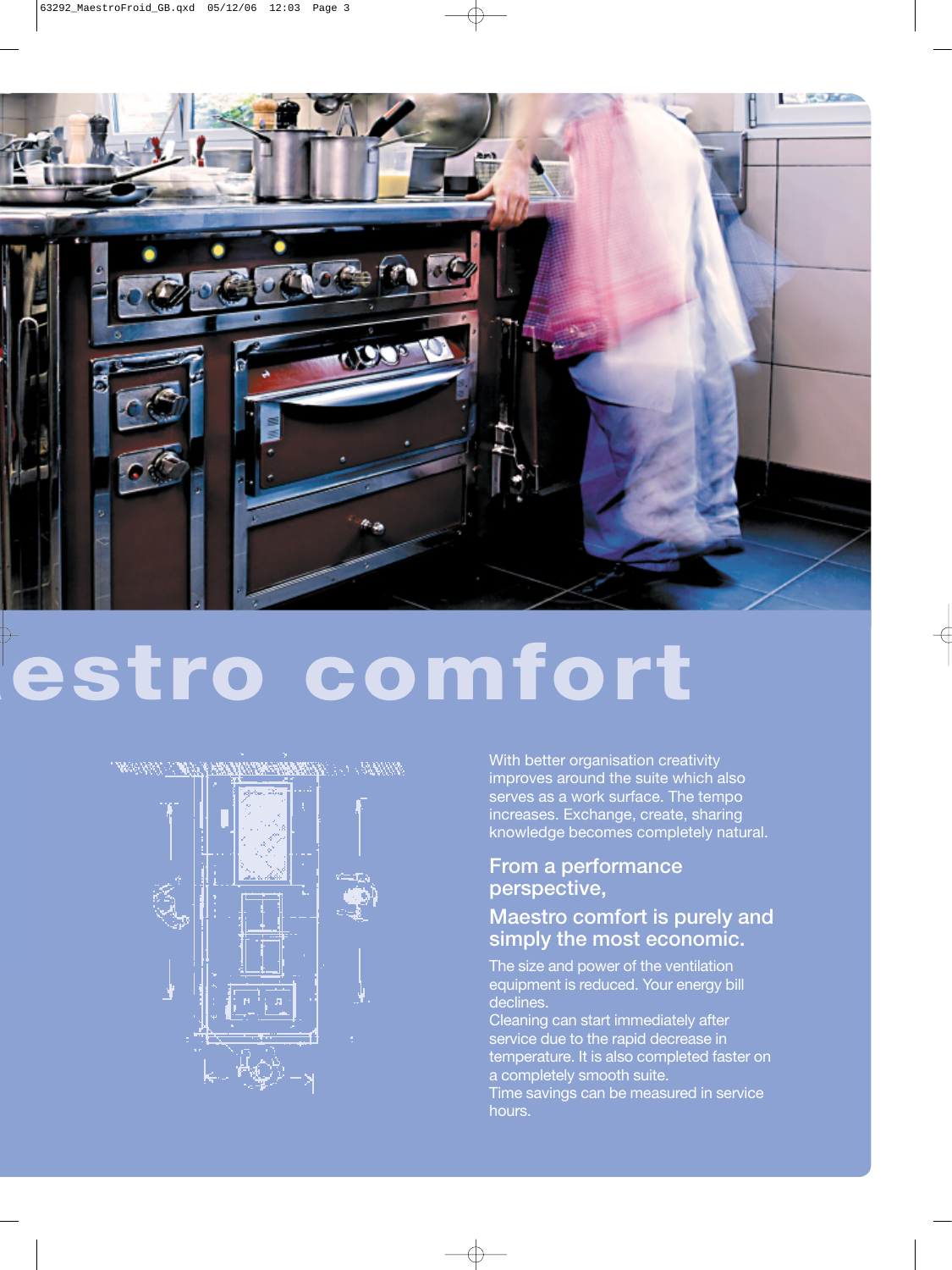# estro comfort

With better organisation creativity improves around the suite which also serves as a work surface. The tempo increases. Exchange, create, sharing knowledge becomes completely natural.

## From a performance perspective,

## Maestro comfort is purely and simply the most economic.

The size and power of the ventilation equipment is reduced. Your energy bill declines.
Cleaning can start immediately after service due to the rapid decrease in temperature. It is also completed faster on a completely smooth suite.
Time savings can be measured in service hours.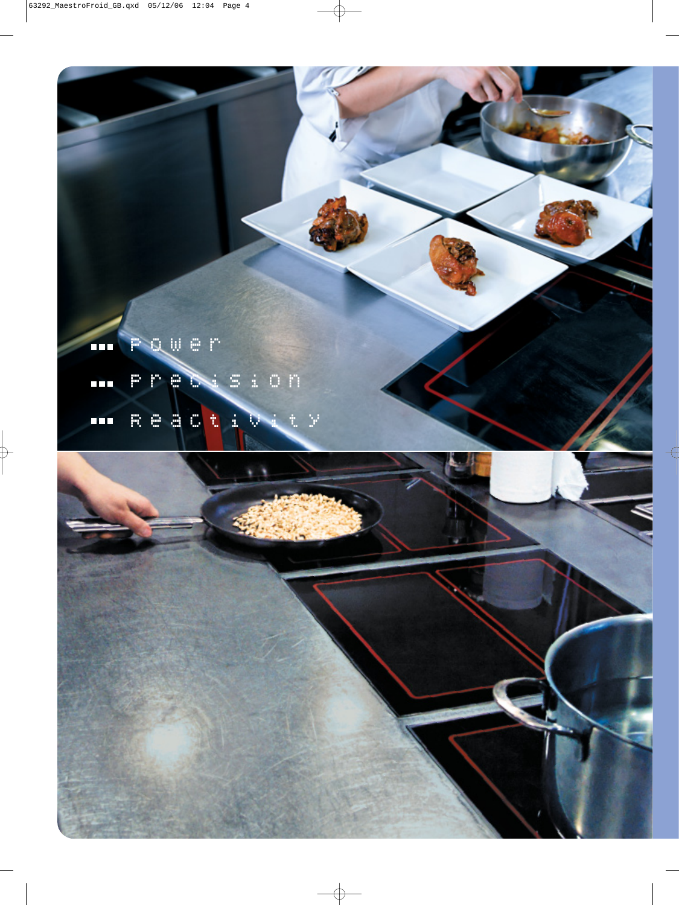■■■ Power

■■■ Precision

■■■ Reactivity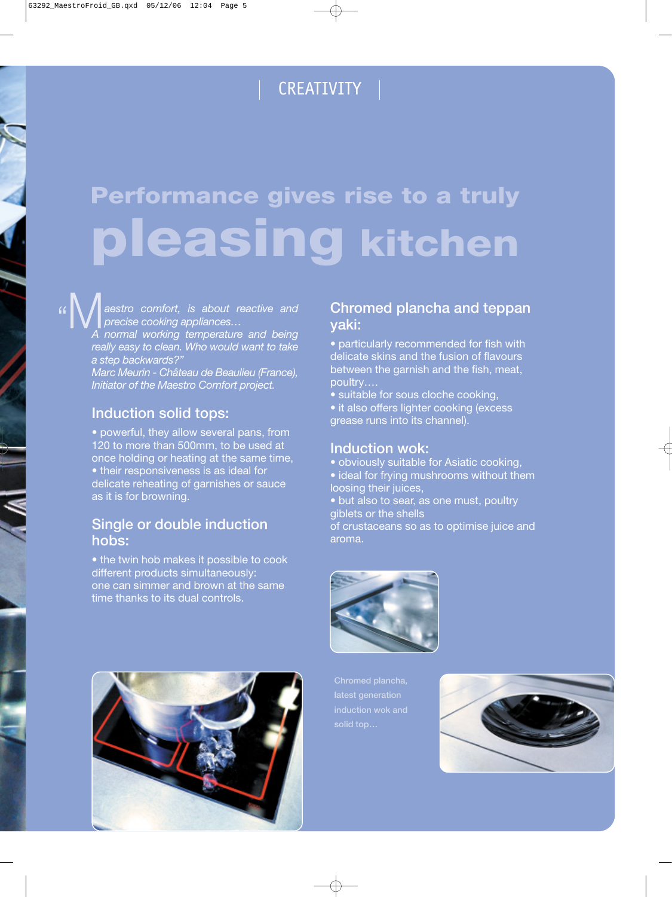CREATIVITY

# Performance gives rise to a truly pleasing kitchen

*"Maestro comfort, is about reactive and precise cooking appliances… A normal working temperature and being really easy to clean. Who would want to take a step backwards?"*
*Marc Meurin - Château de Beaulieu (France), Initiator of the Maestro Comfort project.*

## Induction solid tops:

• powerful, they allow several pans, from 120 to more than 500mm, to be used at once holding or heating at the same time,
• their responsiveness is as ideal for delicate reheating of garnishes or sauce as it is for browning.

## Single or double induction hobs:

• the twin hob makes it possible to cook different products simultaneously: one can simmer and brown at the same time thanks to its dual controls.

## Chromed plancha and teppan yaki:

• particularly recommended for fish with delicate skins and the fusion of flavours between the garnish and the fish, meat, poultry….
• suitable for sous cloche cooking,
• it also offers lighter cooking (excess grease runs into its channel).

## Induction wok:

• obviously suitable for Asiatic cooking,
• ideal for frying mushrooms without them loosing their juices,
• but also to sear, as one must, poultry giblets or the shells of crustaceans so as to optimise juice and aroma.

Chromed plancha, latest generation induction wok and solid top…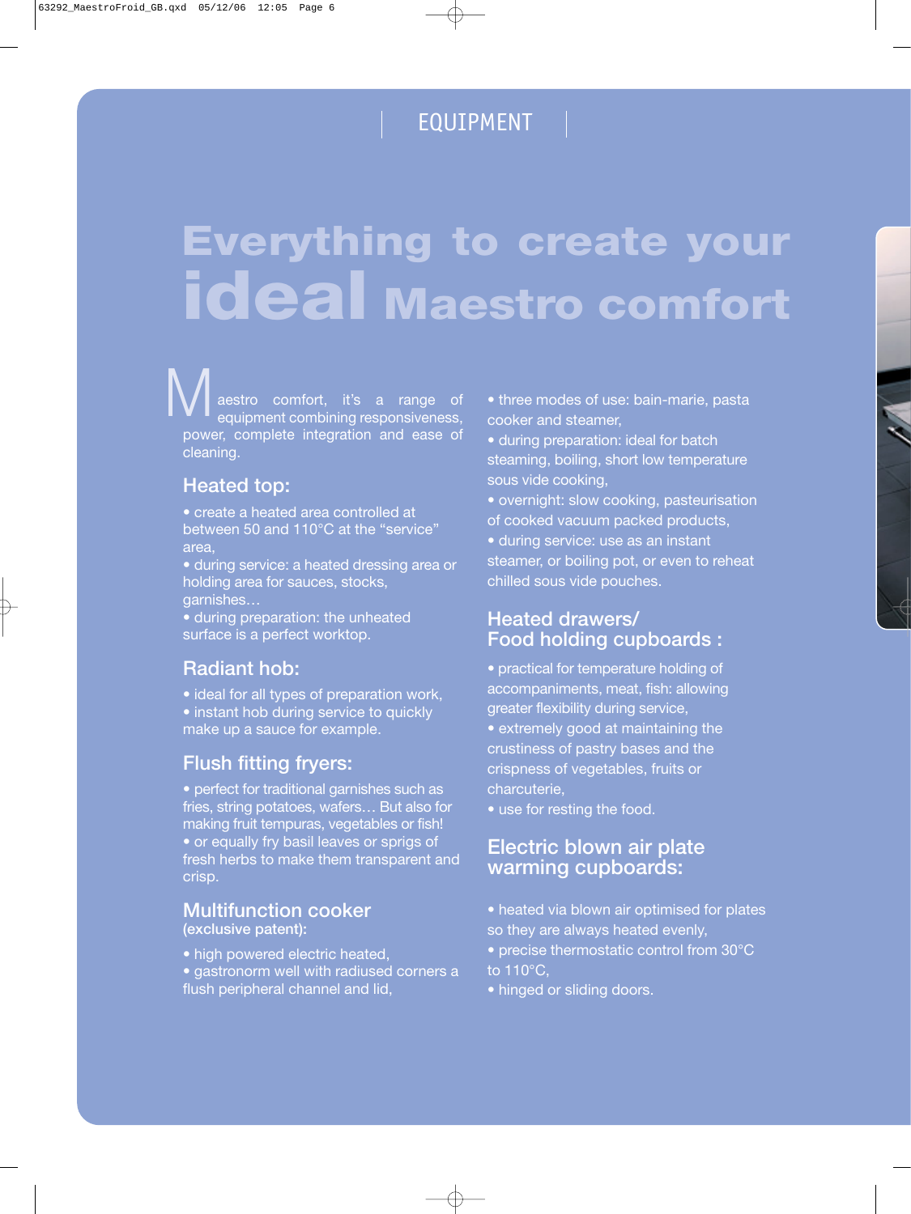EQUIPMENT

# Everything to create your ideal Maestro comfort

Maestro comfort, it's a range of equipment combining responsiveness, power, complete integration and ease of cleaning.

## Heated top:

- create a heated area controlled at between 50 and 110°C at the "service" area,
- during service: a heated dressing area or holding area for sauces, stocks, garnishes…
- during preparation: the unheated surface is a perfect worktop.

## Radiant hob:

- ideal for all types of preparation work,
- instant hob during service to quickly make up a sauce for example.

## Flush fitting fryers:

- perfect for traditional garnishes such as fries, string potatoes, wafers… But also for making fruit tempuras, vegetables or fish!
- or equally fry basil leaves or sprigs of fresh herbs to make them transparent and crisp.

## Multifunction cooker
**(exclusive patent):**

- high powered electric heated,
- gastronorm well with radiused corners a flush peripheral channel and lid,
- three modes of use: bain-marie, pasta cooker and steamer,
- during preparation: ideal for batch steaming, boiling, short low temperature sous vide cooking,
- overnight: slow cooking, pasteurisation of cooked vacuum packed products,
- during service: use as an instant steamer, or boiling pot, or even to reheat chilled sous vide pouches.

## Heated drawers/ Food holding cupboards :

- practical for temperature holding of accompaniments, meat, fish: allowing greater flexibility during service,
- extremely good at maintaining the crustiness of pastry bases and the crispness of vegetables, fruits or charcuterie,
- use for resting the food.

## Electric blown air plate warming cupboards:

- heated via blown air optimised for plates so they are always heated evenly,
- precise thermostatic control from 30°C to 110°C,
- hinged or sliding doors.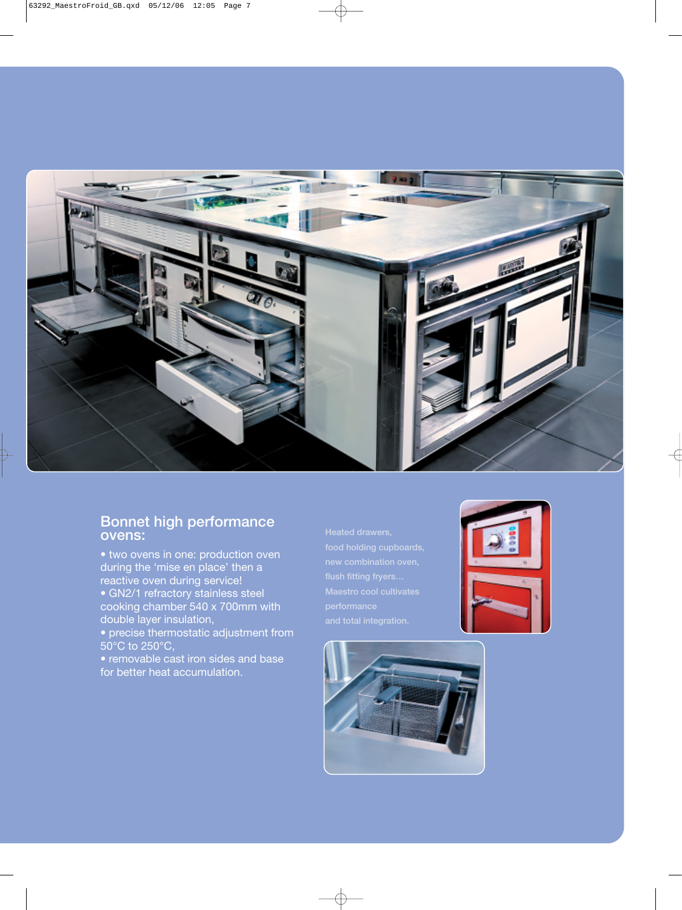## Bonnet high performance ovens:

- two ovens in one: production oven during the ‘mise en place’ then a reactive oven during service!
- GN2/1 refractory stainless steel cooking chamber 540 x 700mm with double layer insulation,
- precise thermostatic adjustment from 50°C to 250°C,
- removable cast iron sides and base for better heat accumulation.

Heated drawers,
food holding cupboards,
new combination oven,
flush fitting fryers…
Maestro cool cultivates
performance
and total integration.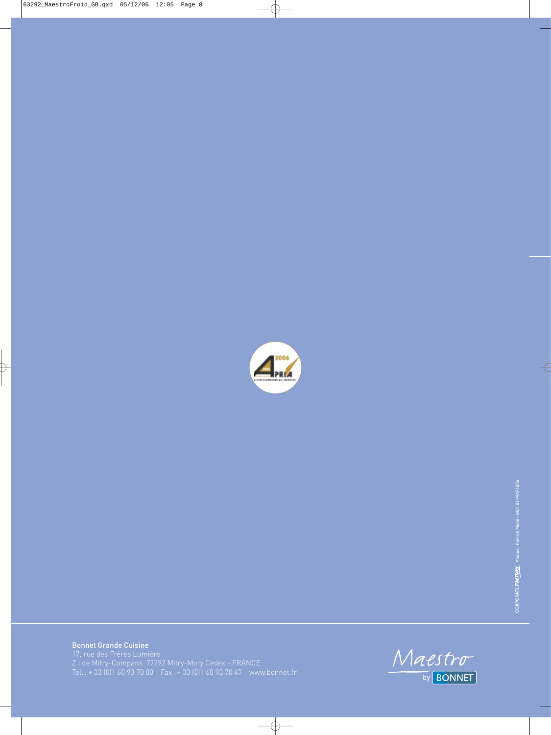2006

PRIX

APRIA

LE PRIX INTERNATIONAL DE L'INNOVATION

CORPORATE FACTORY Photos : Patrick Modé - GB1.01-MAF1006

**Bonnet Grande Cuisine**

17, rue des Frères Lumière

Z.I de Mitry-Compans 77292 Mitry-Mory Cedex - FRANCE

Tel. : + 33 (0)1 60 93 70 00 Fax : + 33 (0)1 60 93 70 47 www.bonnet.fr

Maestro by BONNET